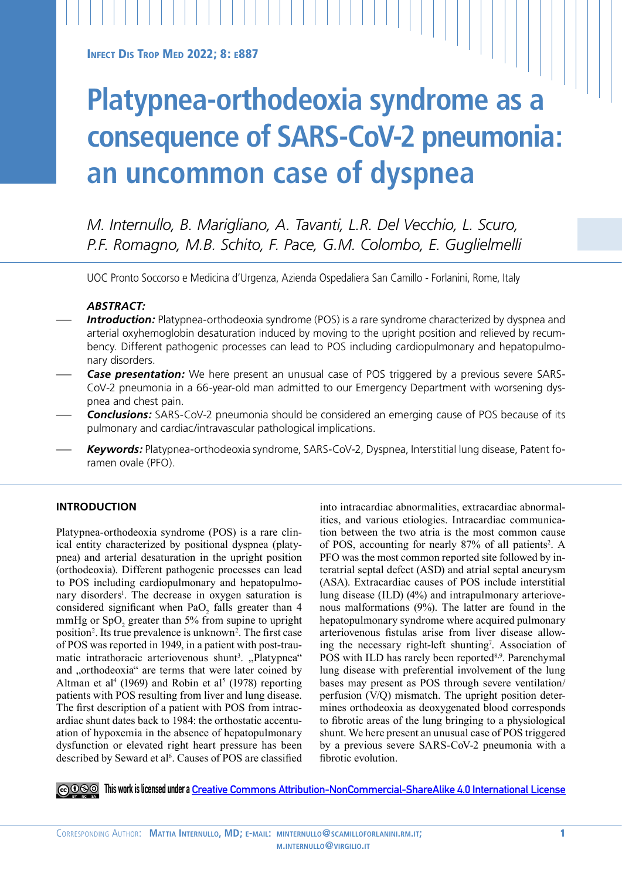# Platypnea-orthodeoxia syndrome as a consequence of SARS-CoV-2 pneumonia: an uncommon case of dyspnea

*M. Internullo, B. Marigliano, A. Tavanti, L.R. Del Vecchio, L. Scuro, P.F. Romagno, M.B. Schito, F. Pace, G.M. Colombo, E. Guglielmelli*

UOC Pronto Soccorso e Medicina d'Urgenza, Azienda Ospedaliera San Camillo - Forlanini, Rome, Italy

***ABSTRACT:***

- ***Introduction:*** Platypnea-orthodeoxia syndrome (POS) is a rare syndrome characterized by dyspnea and arterial oxyhemoglobin desaturation induced by moving to the upright position and relieved by recumbency. Different pathogenic processes can lead to POS including cardiopulmonary and hepatopulmonary disorders.
- ***Case presentation:*** We here present an unusual case of POS triggered by a previous severe SARS-CoV-2 pneumonia in a 66-year-old man admitted to our Emergency Department with worsening dyspnea and chest pain.
- ***Conclusions:*** SARS-CoV-2 pneumonia should be considered an emerging cause of POS because of its pulmonary and cardiac/intravascular pathological implications.
- ***Keywords:*** Platypnea-orthodeoxia syndrome, SARS-CoV-2, Dyspnea, Interstitial lung disease, Patent foramen ovale (PFO).

## INTRODUCTION

Platypnea-orthodeoxia syndrome (POS) is a rare clinical entity characterized by positional dyspnea (platypnea) and arterial desaturation in the upright position (orthodeoxia). Different pathogenic processes can lead to POS including cardiopulmonary and hepatopulmonary disorders[1]. The decrease in oxygen saturation is considered significant when $PaO_2$ falls greater than 4 mmHg or $SpO_2$ greater than 5% from supine to upright position[2]. Its true prevalence is unknown[2]. The first case of POS was reported in 1949, in a patient with post-traumatic intrathoracic arteriovenous shunt[3]. „Platypnea" and „orthodeoxia" are terms that were later coined by Altman et al[4] (1969) and Robin et al[5] (1978) reporting patients with POS resulting from liver and lung disease. The first description of a patient with POS from intracardiac shunt dates back to 1984: the orthostatic accentuation of hypoxemia in the absence of hepatopulmonary dysfunction or elevated right heart pressure has been described by Seward et al[6]. Causes of POS are classified into intracardiac abnormalities, extracardiac abnormalities, and various etiologies. Intracardiac communication between the two atria is the most common cause of POS, accounting for nearly 87% of all patients[2]. A PFO was the most common reported site followed by interatrial septal defect (ASD) and atrial septal aneurysm (ASA). Extracardiac causes of POS include interstitial lung disease (ILD) (4%) and intrapulmonary arteriovenous malformations (9%). The latter are found in the hepatopulmonary syndrome where acquired pulmonary arteriovenous fistulas arise from liver disease allowing the necessary right-left shunting[7]. Association of POS with ILD has rarely been reported[8,9]. Parenchymal lung disease with preferential involvement of the lung bases may present as POS through severe ventilation/perfusion (V/Q) mismatch. The upright position determines orthodeoxia as deoxygenated blood corresponds to fibrotic areas of the lung bringing to a physiological shunt. We here present an unusual case of POS triggered by a previous severe SARS-CoV-2 pneumonia with a fibrotic evolution.

This work is licensed under a Creative Commons Attribution-NonCommercial-ShareAlike 4.0 International License

Corresponding Author: Mattia Internullo, MD; e-mail: minternullo@scamilloforlanini.rm.it; m.internullo@virgilio.it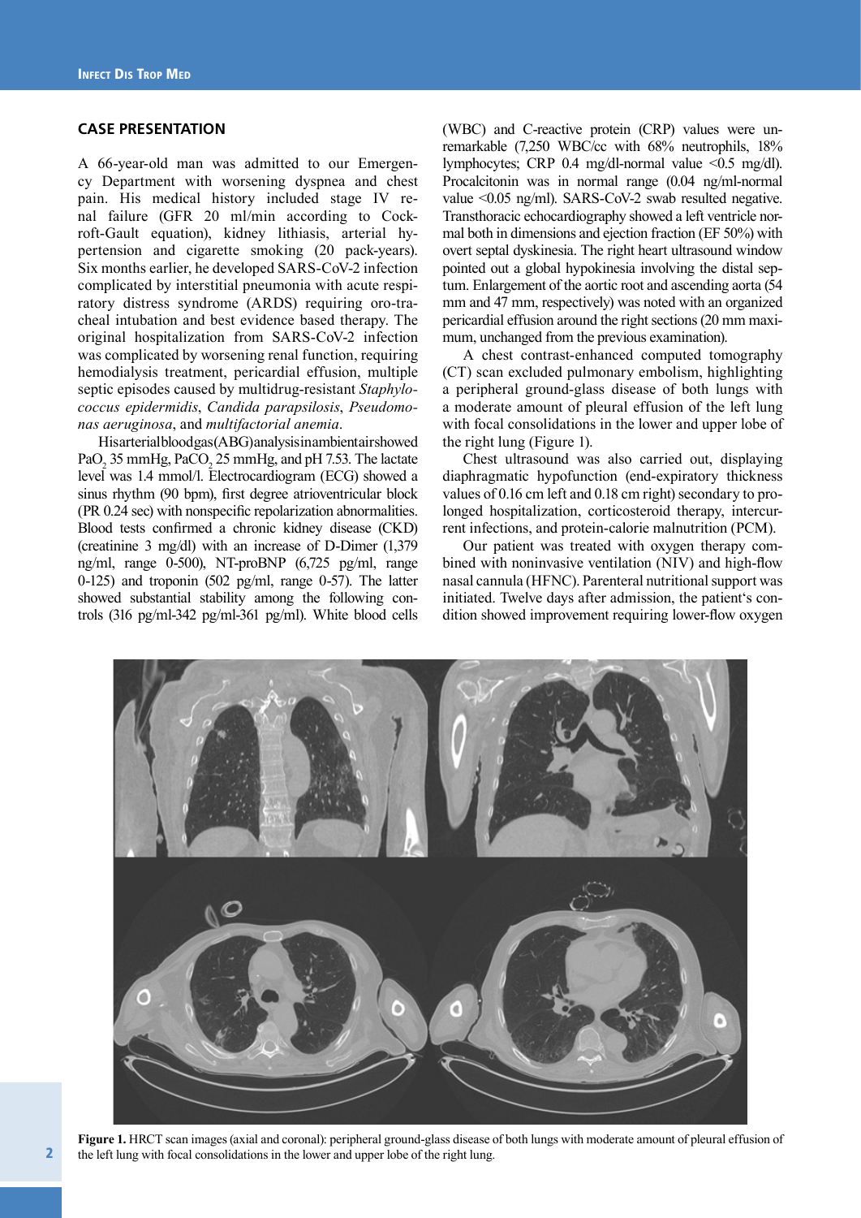## CASE PRESENTATION

A 66-year-old man was admitted to our Emergency Department with worsening dyspnea and chest pain. His medical history included stage IV renal failure (GFR 20 ml/min according to Cockroft-Gault equation), kidney lithiasis, arterial hypertension and cigarette smoking (20 pack-years). Six months earlier, he developed SARS-CoV-2 infection complicated by interstitial pneumonia with acute respiratory distress syndrome (ARDS) requiring oro-tracheal intubation and best evidence based therapy. The original hospitalization from SARS-CoV-2 infection was complicated by worsening renal function, requiring hemodialysis treatment, pericardial effusion, multiple septic episodes caused by multidrug-resistant *Staphylococcus epidermidis*, *Candida parapsilosis*, *Pseudomonas aeruginosa*, and *multifactorial anemia*.

His arterial blood gas (ABG) analysis in ambient air showed $PaO_2$ 35 mmHg, $PaCO_2$ 25 mmHg, and pH 7.53. The lactate level was 1.4 mmol/l. Electrocardiogram (ECG) showed a sinus rhythm (90 bpm), first degree atrioventricular block (PR 0.24 sec) with nonspecific repolarization abnormalities. Blood tests confirmed a chronic kidney disease (CKD) (creatinine 3 mg/dl) with an increase of D-Dimer (1,379 ng/ml, range 0-500), NT-proBNP (6,725 pg/ml, range 0-125) and troponin (502 pg/ml, range 0-57). The latter showed substantial stability among the following controls (316 pg/ml-342 pg/ml-361 pg/ml). White blood cells (WBC) and C-reactive protein (CRP) values were unremarkable (7,250 WBC/cc with 68% neutrophils, 18% lymphocytes; CRP 0.4 mg/dl-normal value <0.5 mg/dl). Procalcitonin was in normal range (0.04 ng/ml-normal value <0.05 ng/ml). SARS-CoV-2 swab resulted negative. Transthoracic echocardiography showed a left ventricle normal both in dimensions and ejection fraction (EF 50%) with overt septal dyskinesia. The right heart ultrasound window pointed out a global hypokinesia involving the distal septum. Enlargement of the aortic root and ascending aorta (54 mm and 47 mm, respectively) was noted with an organized pericardial effusion around the right sections (20 mm maximum, unchanged from the previous examination).

A chest contrast-enhanced computed tomography (CT) scan excluded pulmonary embolism, highlighting a peripheral ground-glass disease of both lungs with a moderate amount of pleural effusion of the left lung with focal consolidations in the lower and upper lobe of the right lung (Figure 1).

Chest ultrasound was also carried out, displaying diaphragmatic hypofunction (end-expiratory thickness values of 0.16 cm left and 0.18 cm right) secondary to prolonged hospitalization, corticosteroid therapy, intercurrent infections, and protein-calorie malnutrition (PCM).

Our patient was treated with oxygen therapy combined with noninvasive ventilation (NIV) and high-flow nasal cannula (HFNC). Parenteral nutritional support was initiated. Twelve days after admission, the patient's condition showed improvement requiring lower-flow oxygen

**Figure 1.** HRCT scan images (axial and coronal): peripheral ground-glass disease of both lungs with moderate amount of pleural effusion of the left lung with focal consolidations in the lower and upper lobe of the right lung.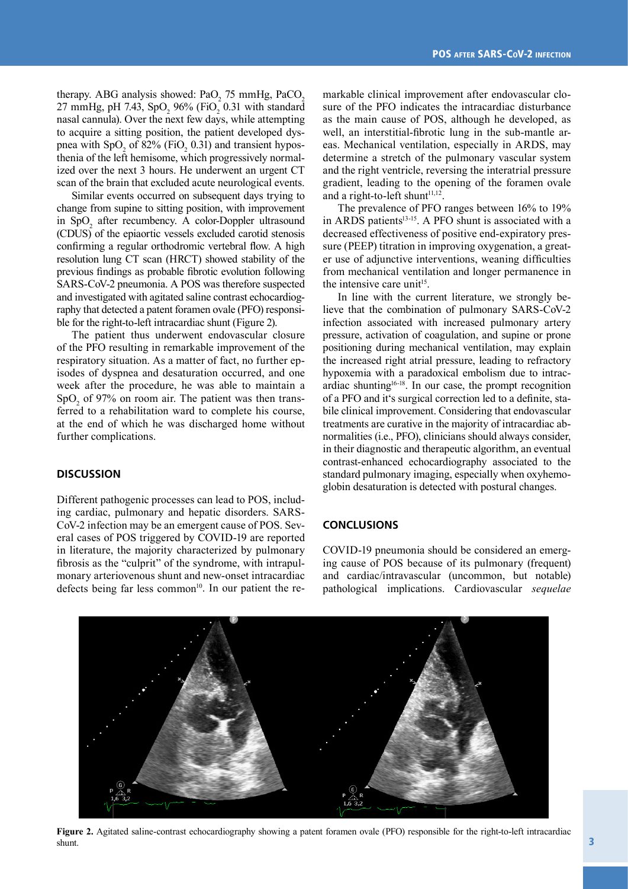therapy. ABG analysis showed: $PaO_2$ 75 mmHg, $PaCO_2$ 27 mmHg, pH 7.43, $SpO_2$ 96% ($FiO_2$ 0.31 with standard nasal cannula). Over the next few days, while attempting to acquire a sitting position, the patient developed dyspnea with $SpO_2$ of 82% ($FiO_2$ 0.31) and transient hyposthenia of the left hemisome, which progressively normalized over the next 3 hours. He underwent an urgent CT scan of the brain that excluded acute neurological events.

Similar events occurred on subsequent days trying to change from supine to sitting position, with improvement in $SpO_2$ after recumbency. A color-Doppler ultrasound (CDUS) of the epiaortic vessels excluded carotid stenosis confirming a regular orthodromic vertebral flow. A high resolution lung CT scan (HRCT) showed stability of the previous findings as probable fibrotic evolution following SARS-CoV-2 pneumonia. A POS was therefore suspected and investigated with agitated saline contrast echocardiography that detected a patent foramen ovale (PFO) responsible for the right-to-left intracardiac shunt (Figure 2).

The patient thus underwent endovascular closure of the PFO resulting in remarkable improvement of the respiratory situation. As a matter of fact, no further episodes of dyspnea and desaturation occurred, and one week after the procedure, he was able to maintain a $SpO_2$ of 97% on room air. The patient was then transferred to a rehabilitation ward to complete his course, at the end of which he was discharged home without further complications.

## DISCUSSION

Different pathogenic processes can lead to POS, including cardiac, pulmonary and hepatic disorders. SARS-CoV-2 infection may be an emergent cause of POS. Several cases of POS triggered by COVID-19 are reported in literature, the majority characterized by pulmonary fibrosis as the "culprit" of the syndrome, with intrapulmonary arteriovenous shunt and new-onset intracardiac defects being far less common[10]. In our patient the remarkable clinical improvement after endovascular closure of the PFO indicates the intracardiac disturbance as the main cause of POS, although he developed, as well, an interstitial-fibrotic lung in the sub-mantle areas. Mechanical ventilation, especially in ARDS, may determine a stretch of the pulmonary vascular system and the right ventricle, reversing the interatrial pressure gradient, leading to the opening of the foramen ovale and a right-to-left shunt[11,12].

The prevalence of PFO ranges between 16% to 19% in ARDS patients[13-15]. A PFO shunt is associated with a decreased effectiveness of positive end-expiratory pressure (PEEP) titration in improving oxygenation, a greater use of adjunctive interventions, weaning difficulties from mechanical ventilation and longer permanence in the intensive care unit[15].

In line with the current literature, we strongly believe that the combination of pulmonary SARS-CoV-2 infection associated with increased pulmonary artery pressure, activation of coagulation, and supine or prone positioning during mechanical ventilation, may explain the increased right atrial pressure, leading to refractory hypoxemia with a paradoxical embolism due to intracardiac shunting[16-18]. In our case, the prompt recognition of a PFO and it's surgical correction led to a definite, stabile clinical improvement. Considering that endovascular treatments are curative in the majority of intracardiac abnormalities (i.e., PFO), clinicians should always consider, in their diagnostic and therapeutic algorithm, an eventual contrast-enhanced echocardiography associated to the standard pulmonary imaging, especially when oxyhemoglobin desaturation is detected with postural changes.

## CONCLUSIONS

COVID-19 pneumonia should be considered an emerging cause of POS because of its pulmonary (frequent) and cardiac/intravascular (uncommon, but notable) pathological implications. Cardiovascular *sequelae*

**Figure 2.** Agitated saline-contrast echocardiography showing a patent foramen ovale (PFO) responsible for the right-to-left intracardiac shunt.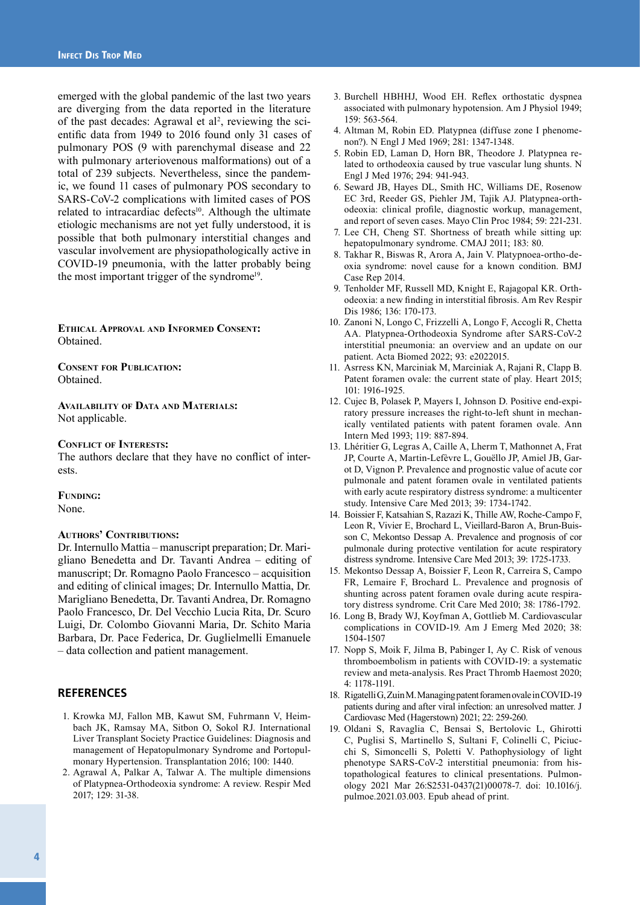emerged with the global pandemic of the last two years are diverging from the data reported in the literature of the past decades: Agrawal et al[2], reviewing the scientific data from 1949 to 2016 found only 31 cases of pulmonary POS (9 with parenchymal disease and 22 with pulmonary arteriovenous malformations) out of a total of 239 subjects. Nevertheless, since the pandemic, we found 11 cases of pulmonary POS secondary to SARS-CoV-2 complications with limited cases of POS related to intracardiac defects[10]. Although the ultimate etiologic mechanisms are not yet fully understood, it is possible that both pulmonary interstitial changes and vascular involvement are physiopathologically active in COVID-19 pneumonia, with the latter probably being the most important trigger of the syndrome[19].

**Ethical Approval and Informed Consent:**
Obtained.

**Consent for Publication:**
Obtained.

**Availability of Data and Materials:**
Not applicable.

**Conflict of Interests:**
The authors declare that they have no conflict of interests.

**Funding:**
None.

**Authors' Contributions:**
Dr. Internullo Mattia – manuscript preparation; Dr. Marigliano Benedetta and Dr. Tavanti Andrea – editing of manuscript; Dr. Romagno Paolo Francesco – acquisition and editing of clinical images; Dr. Internullo Mattia, Dr. Marigliano Benedetta, Dr. Tavanti Andrea, Dr. Romagno Paolo Francesco, Dr. Del Vecchio Lucia Rita, Dr. Scuro Luigi, Dr. Colombo Giovanni Maria, Dr. Schito Maria Barbara, Dr. Pace Federica, Dr. Guglielmelli Emanuele – data collection and patient management.

## REFERENCES

1. Krowka MJ, Fallon MB, Kawut SM, Fuhrmann V, Heimbach JK, Ramsay MA, Sitbon O, Sokol RJ. International Liver Transplant Society Practice Guidelines: Diagnosis and management of Hepatopulmonary Syndrome and Portopulmonary Hypertension. Transplantation 2016; 100: 1440.
2. Agrawal A, Palkar A, Talwar A. The multiple dimensions of Platypnea-Orthodeoxia syndrome: A review. Respir Med 2017; 129: 31-38.
3. Burchell HBHHJ, Wood EH. Reflex orthostatic dyspnea associated with pulmonary hypotension. Am J Physiol 1949; 159: 563-564.
4. Altman M, Robin ED. Platypnea (diffuse zone I phenomenon?). N Engl J Med 1969; 281: 1347-1348.
5. Robin ED, Laman D, Horn BR, Theodore J. Platypnea related to orthodeoxia caused by true vascular lung shunts. N Engl J Med 1976; 294: 941-943.
6. Seward JB, Hayes DL, Smith HC, Williams DE, Rosenow EC 3rd, Reeder GS, Piehler JM, Tajik AJ. Platypnea-orthodeoxia: clinical profile, diagnostic workup, management, and report of seven cases. Mayo Clin Proc 1984; 59: 221-231.
7. Lee CH, Cheng ST. Shortness of breath while sitting up: hepatopulmonary syndrome. CMAJ 2011; 183: 80.
8. Takhar R, Biswas R, Arora A, Jain V. Platypnoea-ortho-deoxia syndrome: novel cause for a known condition. BMJ Case Rep 2014.
9. Tenholder MF, Russell MD, Knight E, Rajagopal KR. Orthodeoxia: a new finding in interstitial fibrosis. Am Rev Respir Dis 1986; 136: 170-173.
10. Zanoni N, Longo C, Frizzelli A, Longo F, Accogli R, Chetta AA. Platypnea-Orthodeoxia Syndrome after SARS-CoV-2 interstitial pneumonia: an overview and an update on our patient. Acta Biomed 2022; 93: e2022015.
11. Asrress KN, Marciniak M, Marciniak A, Rajani R, Clapp B. Patent foramen ovale: the current state of play. Heart 2015; 101: 1916-1925.
12. Cujec B, Polasek P, Mayers I, Johnson D. Positive end-expiratory pressure increases the right-to-left shunt in mechanically ventilated patients with patent foramen ovale. Ann Intern Med 1993; 119: 887-894.
13. Lhéritier G, Legras A, Caille A, Lherm T, Mathonnet A, Frat JP, Courte A, Martin-Lefèvre L, Gouëllo JP, Amiel JB, Garot D, Vignon P. Prevalence and prognostic value of acute cor pulmonale and patent foramen ovale in ventilated patients with early acute respiratory distress syndrome: a multicenter study. Intensive Care Med 2013; 39: 1734-1742.
14. Boissier F, Katsahian S, Razazi K, Thille AW, Roche-Campo F, Leon R, Vivier E, Brochard L, Vieillard-Baron A, Brun-Buisson C, Mekontso Dessap A. Prevalence and prognosis of cor pulmonale during protective ventilation for acute respiratory distress syndrome. Intensive Care Med 2013; 39: 1725-1733.
15. Mekontso Dessap A, Boissier F, Leon R, Carreira S, Campo FR, Lemaire F, Brochard L. Prevalence and prognosis of shunting across patent foramen ovale during acute respiratory distress syndrome. Crit Care Med 2010; 38: 1786-1792.
16. Long B, Brady WJ, Koyfman A, Gottlieb M. Cardiovascular complications in COVID-19. Am J Emerg Med 2020; 38: 1504-1507
17. Nopp S, Moik F, Jilma B, Pabinger I, Ay C. Risk of venous thromboembolism in patients with COVID-19: a systematic review and meta-analysis. Res Pract Thromb Haemost 2020; 4: 1178-1191.
18. Rigatelli G, Zuin M. Managing patent foramen ovale in COVID-19 patients during and after viral infection: an unresolved matter. J Cardiovasc Med (Hagerstown) 2021; 22: 259-260.
19. Oldani S, Ravaglia C, Bensai S, Bertolovic L, Ghirotti C, Puglisi S, Martinello S, Sultani F, Colinelli C, Piciucchi S, Simoncelli S, Poletti V. Pathophysiology of light phenotype SARS-CoV-2 interstitial pneumonia: from histopathological features to clinical presentations. Pulmonology 2021 Mar 26:S2531-0437(21)00078-7. doi: 10.1016/j.pulmoe.2021.03.003. Epub ahead of print.